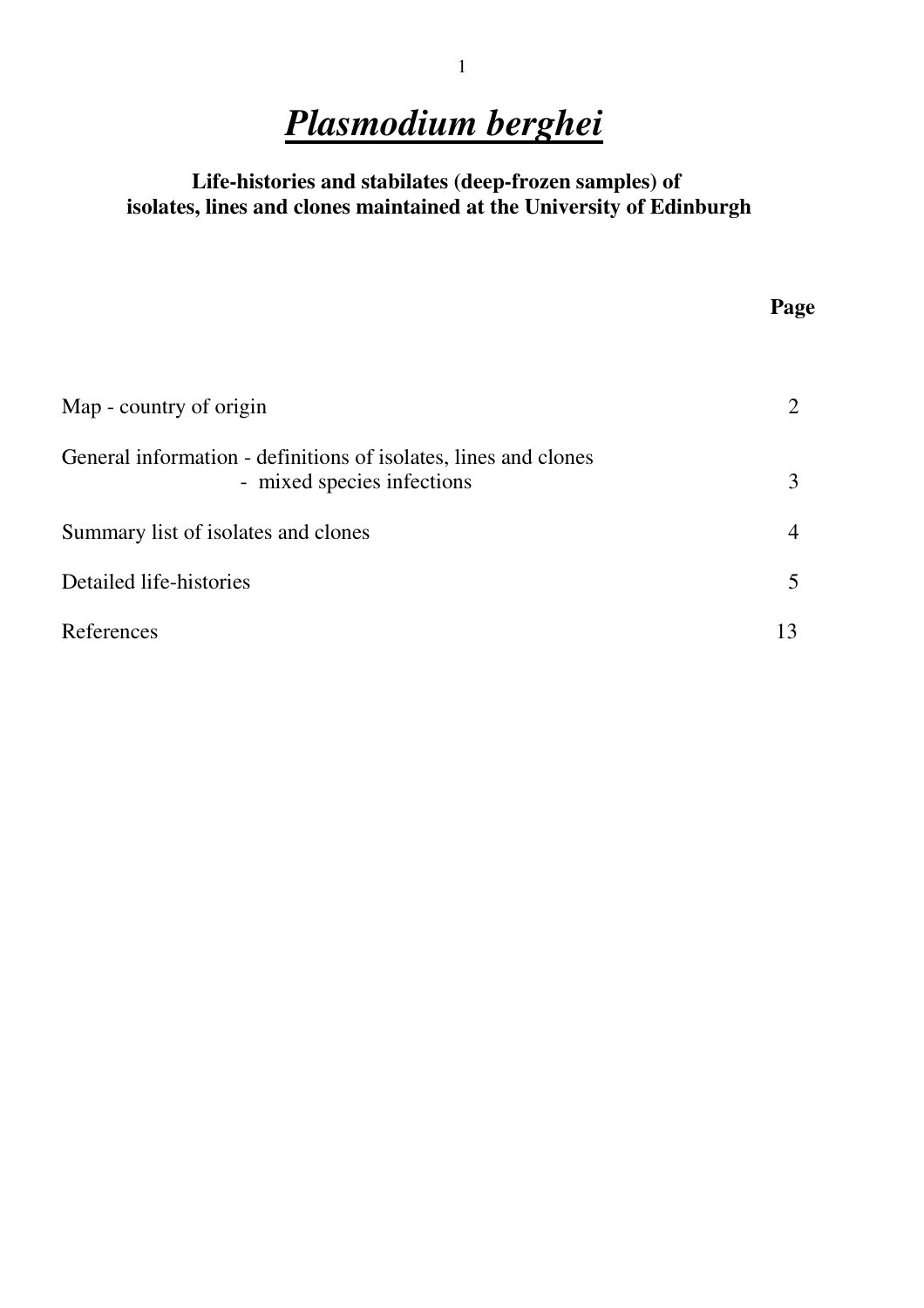# *Plasmodium berghei*

**Life-histories and stabilates (deep-frozen samples) of isolates, lines and clones maintained at the University of Edinburgh**

| | Page |
|---|---|
| Map - country of origin | 2 |
| General information - definitions of isolates, lines and clones<br>- mixed species infections | 3 |
| Summary list of isolates and clones | 4 |
| Detailed life-histories | 5 |
| References | 13 |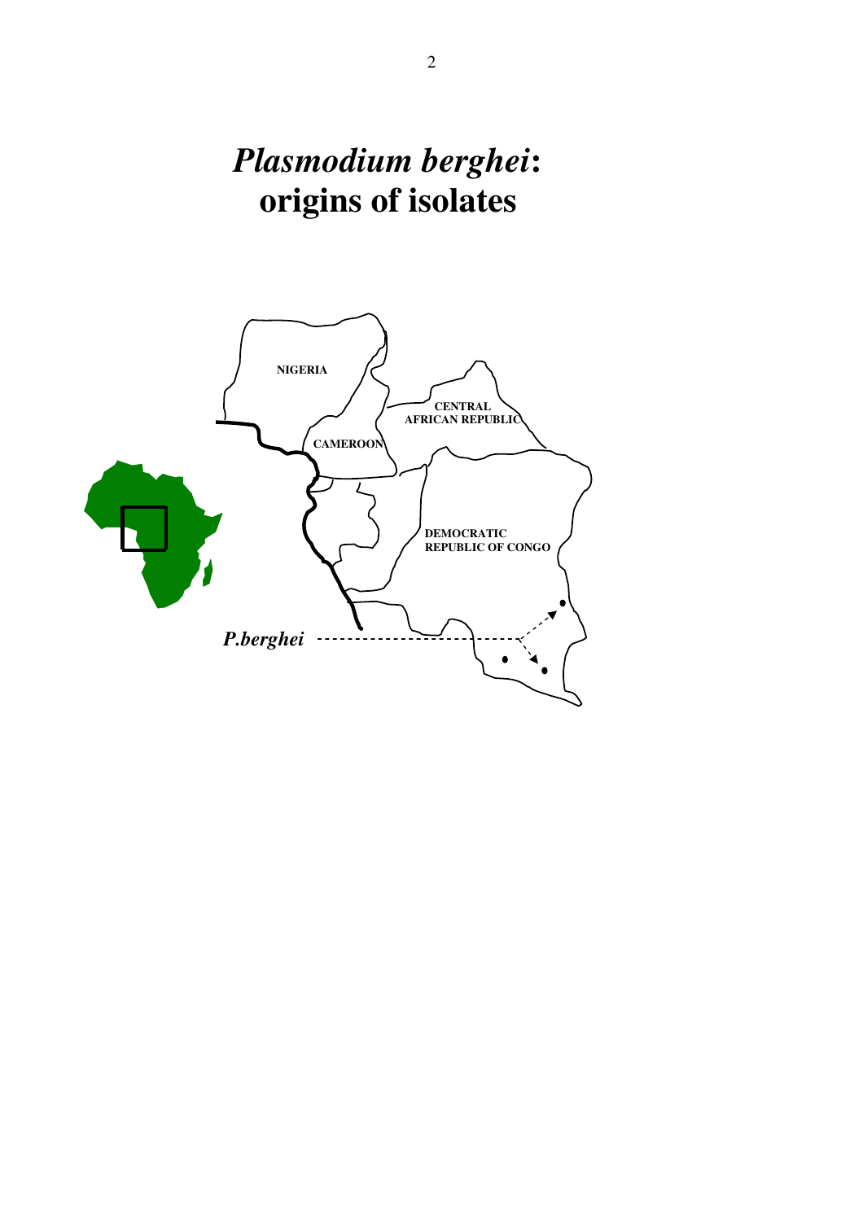# *Plasmodium berghei*: origins of isolates

NIGERIA

CAMEROON

CENTRAL AFRICAN REPUBLIC

DEMOCRATIC REPUBLIC OF CONGO

*P.berghei*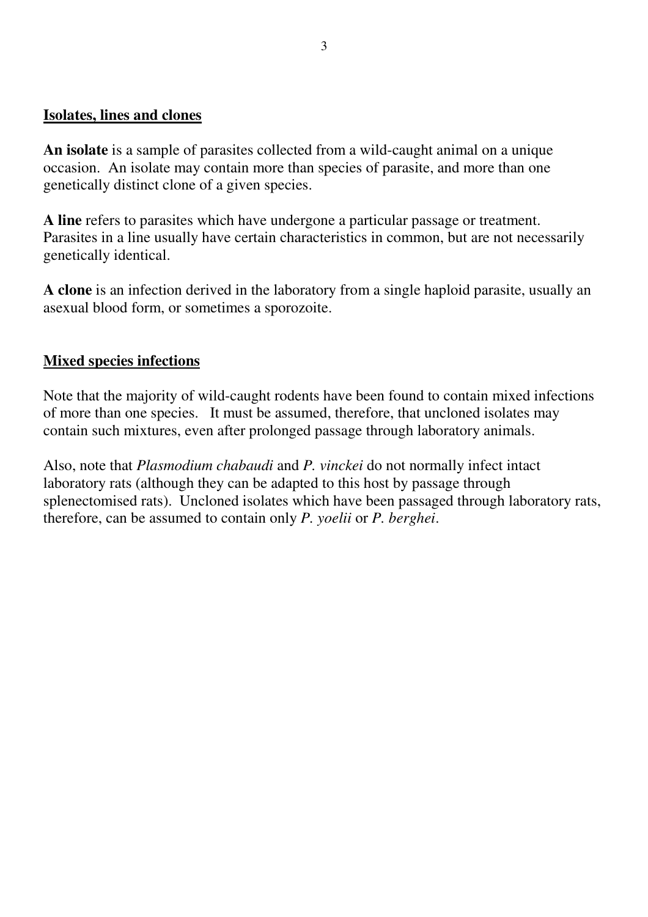## Isolates, lines and clones

**An isolate** is a sample of parasites collected from a wild-caught animal on a unique occasion. An isolate may contain more than species of parasite, and more than one genetically distinct clone of a given species.

**A line** refers to parasites which have undergone a particular passage or treatment. Parasites in a line usually have certain characteristics in common, but are not necessarily genetically identical.

**A clone** is an infection derived in the laboratory from a single haploid parasite, usually an asexual blood form, or sometimes a sporozoite.

## Mixed species infections

Note that the majority of wild-caught rodents have been found to contain mixed infections of more than one species. It must be assumed, therefore, that uncloned isolates may contain such mixtures, even after prolonged passage through laboratory animals.

Also, note that *Plasmodium chabaudi* and *P. vinckei* do not normally infect intact laboratory rats (although they can be adapted to this host by passage through splenectomised rats). Uncloned isolates which have been passaged through laboratory rats, therefore, can be assumed to contain only *P. yoelii* or *P. berghei*.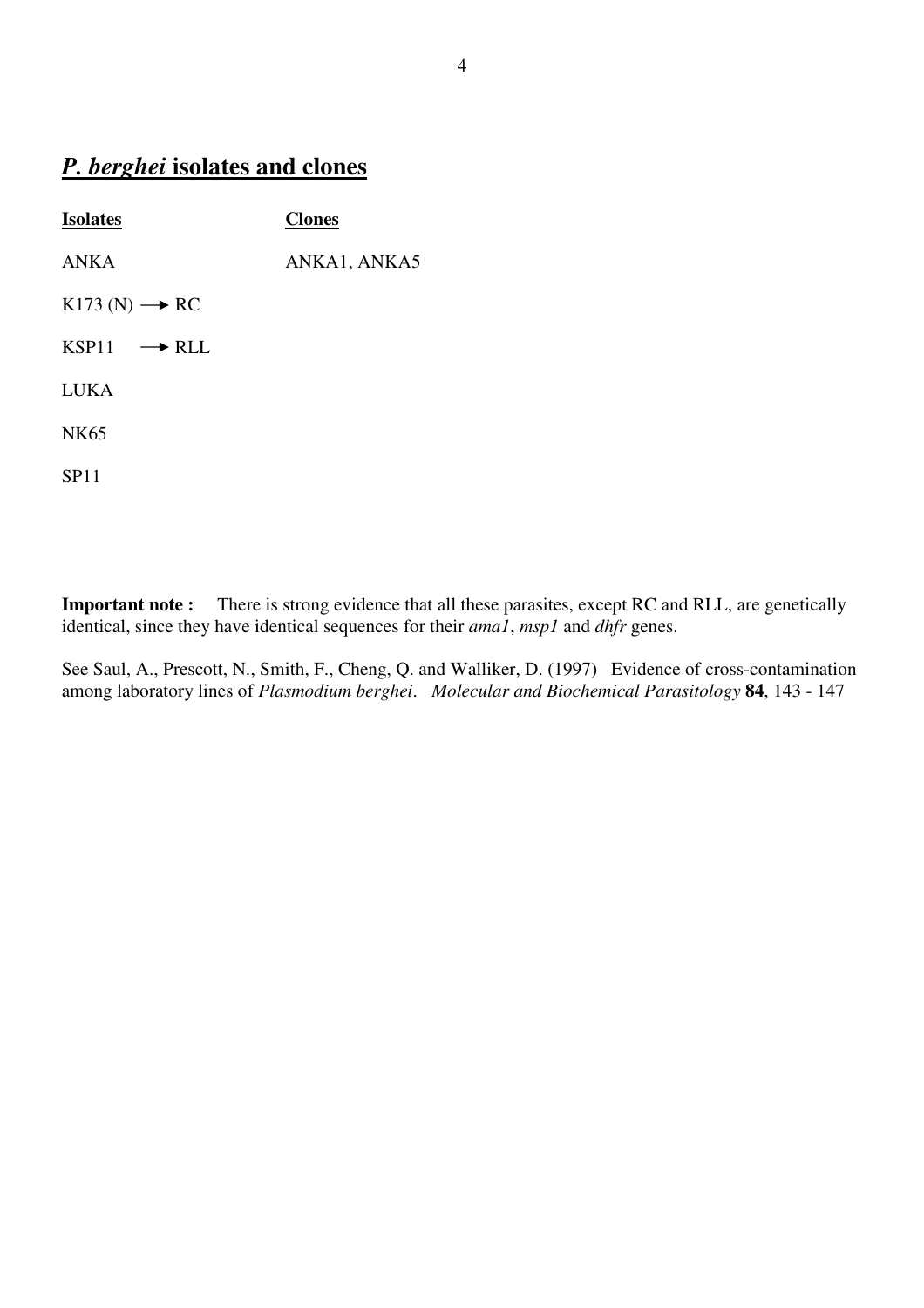## ***P. berghei* isolates and clones**

| **Isolates** | **Clones** |
| --- | --- |
| ANKA | ANKA1, ANKA5 |
| K173 (N) → RC | |
| KSP11 → RLL | |
| LUKA | |
| NK65 | |
| SP11 | |

**Important note :** There is strong evidence that all these parasites, except RC and RLL, are genetically identical, since they have identical sequences for their *ama1*, *msp1* and *dhfr* genes.

See Saul, A., Prescott, N., Smith, F., Cheng, Q. and Walliker, D. (1997) Evidence of cross-contamination among laboratory lines of *Plasmodium berghei*. *Molecular and Biochemical Parasitology* **84**, 143 - 147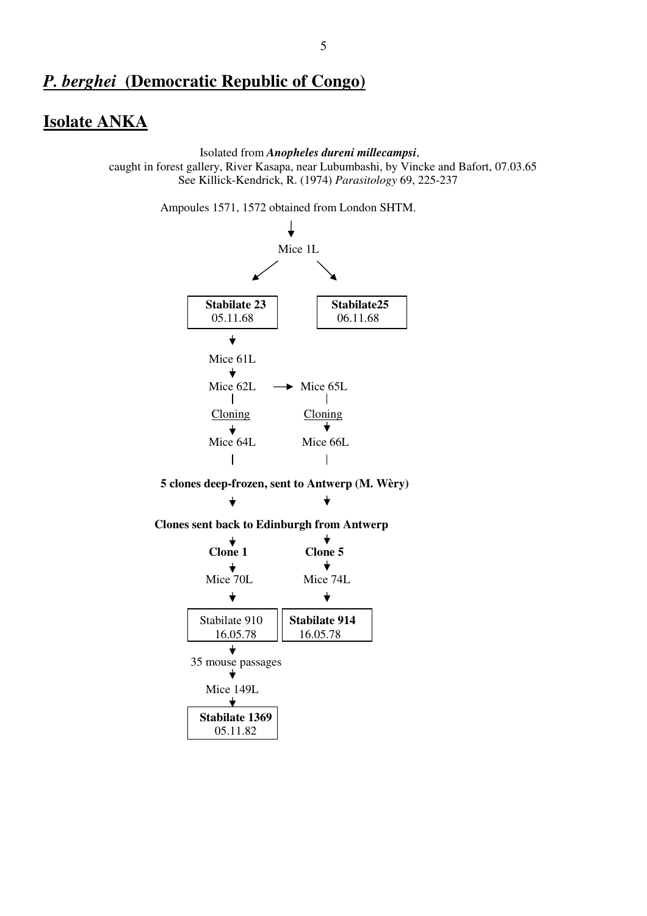# *P. berghei* (Democratic Republic of Congo)

## Isolate ANKA

Isolated from ***Anopheles dureni millecampsi***,
caught in forest gallery, River Kasapa, near Lubumbashi, by Vincke and Bafort, 07.03.65
See Killick-Kendrick, R. (1974) *Parasitology* 69, 225-237

Ampoules 1571, 1572 obtained from London SHTM.

↓

Mice 1L

↙ ↘

**Stabilate 23** 05.11.68 | **Stabilate25** 06.11.68

↓ (from Stabilate 23)

Mice 61L

↓

Mice 62L → Mice 65L

Cloning | Cloning

↓ ↓

Mice 64L | Mice 66L

**5 clones deep-frozen, sent to Antwerp (M. Wèry)**

↓ ↓

**Clones sent back to Edinburgh from Antwerp**

↓ ↓

**Clone 1** | **Clone 5**

↓ ↓

Mice 70L | Mice 74L

↓ ↓

Stabilate 910 16.05.78 | **Stabilate 914** 16.05.78

↓ (from Stabilate 910)

35 mouse passages

↓

Mice 149L

↓

**Stabilate 1369** 05.11.82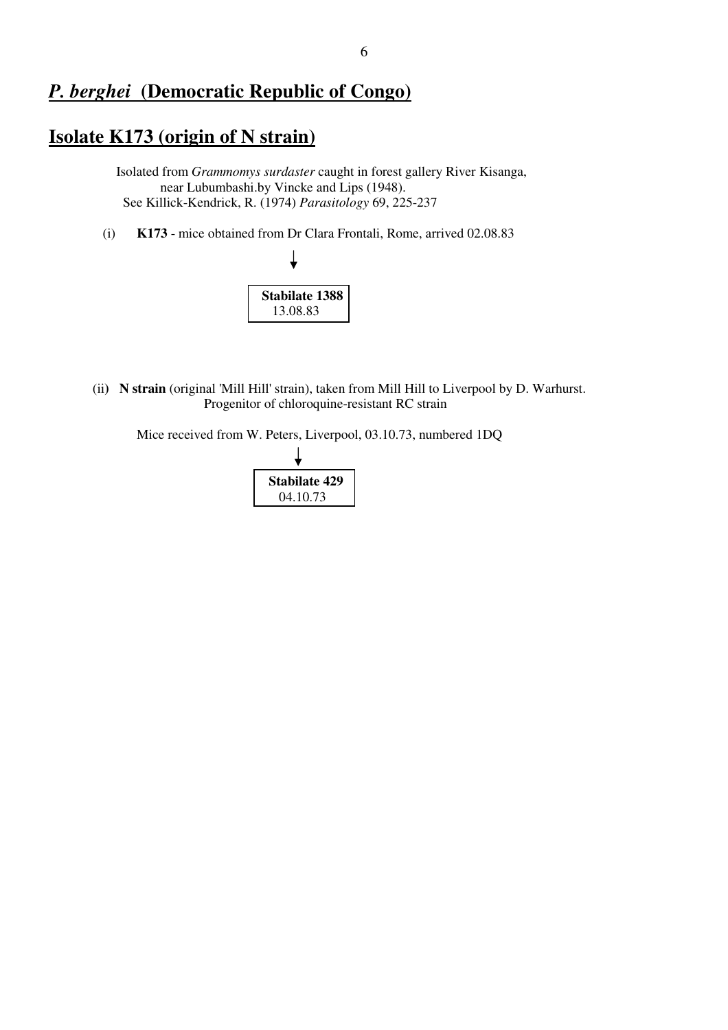# *P. berghei* (Democratic Republic of Congo)

## Isolate K173 (origin of N strain)

Isolated from *Grammomys surdaster* caught in forest gallery River Kisanga, near Lubumbashi.by Vincke and Lips (1948).
See Killick-Kendrick, R. (1974) *Parasitology* 69, 225-237

(i) **K173** - mice obtained from Dr Clara Frontali, Rome, arrived 02.08.83

↓

**Stabilate 1388**
13.08.83

(ii) **N strain** (original 'Mill Hill' strain), taken from Mill Hill to Liverpool by D. Warhurst. Progenitor of chloroquine-resistant RC strain

Mice received from W. Peters, Liverpool, 03.10.73, numbered 1DQ

↓

**Stabilate 429**
04.10.73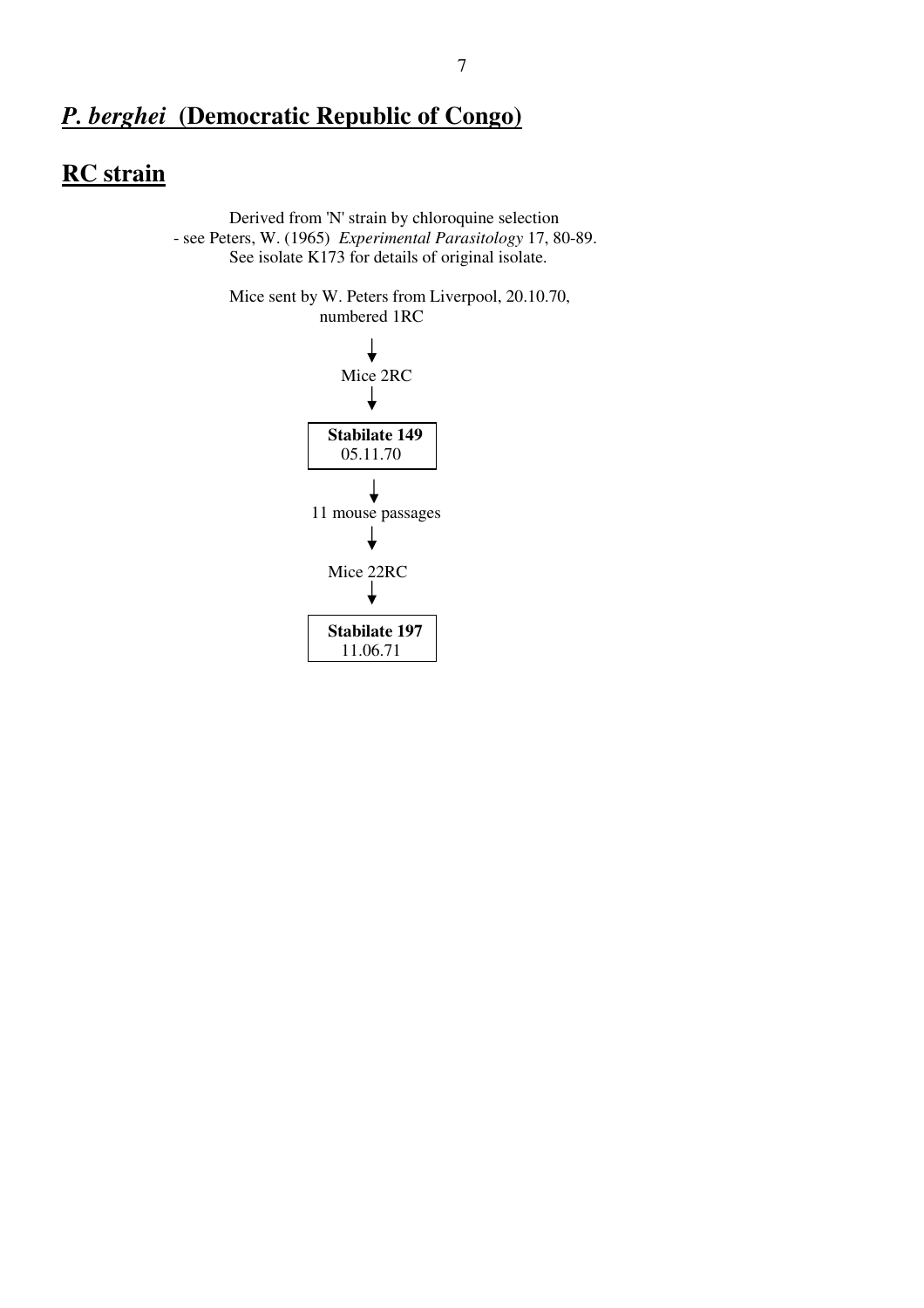# ***P. berghei*** **(Democratic Republic of Congo)**

## RC strain

Derived from 'N' strain by chloroquine selection
- see Peters, W. (1965) *Experimental Parasitology* 17, 80-89.
See isolate K173 for details of original isolate.

Mice sent by W. Peters from Liverpool, 20.10.70,
numbered 1RC

↓

Mice 2RC

↓

**Stabilate 149**
05.11.70

↓

11 mouse passages

↓

Mice 22RC

↓

**Stabilate 197**
11.06.71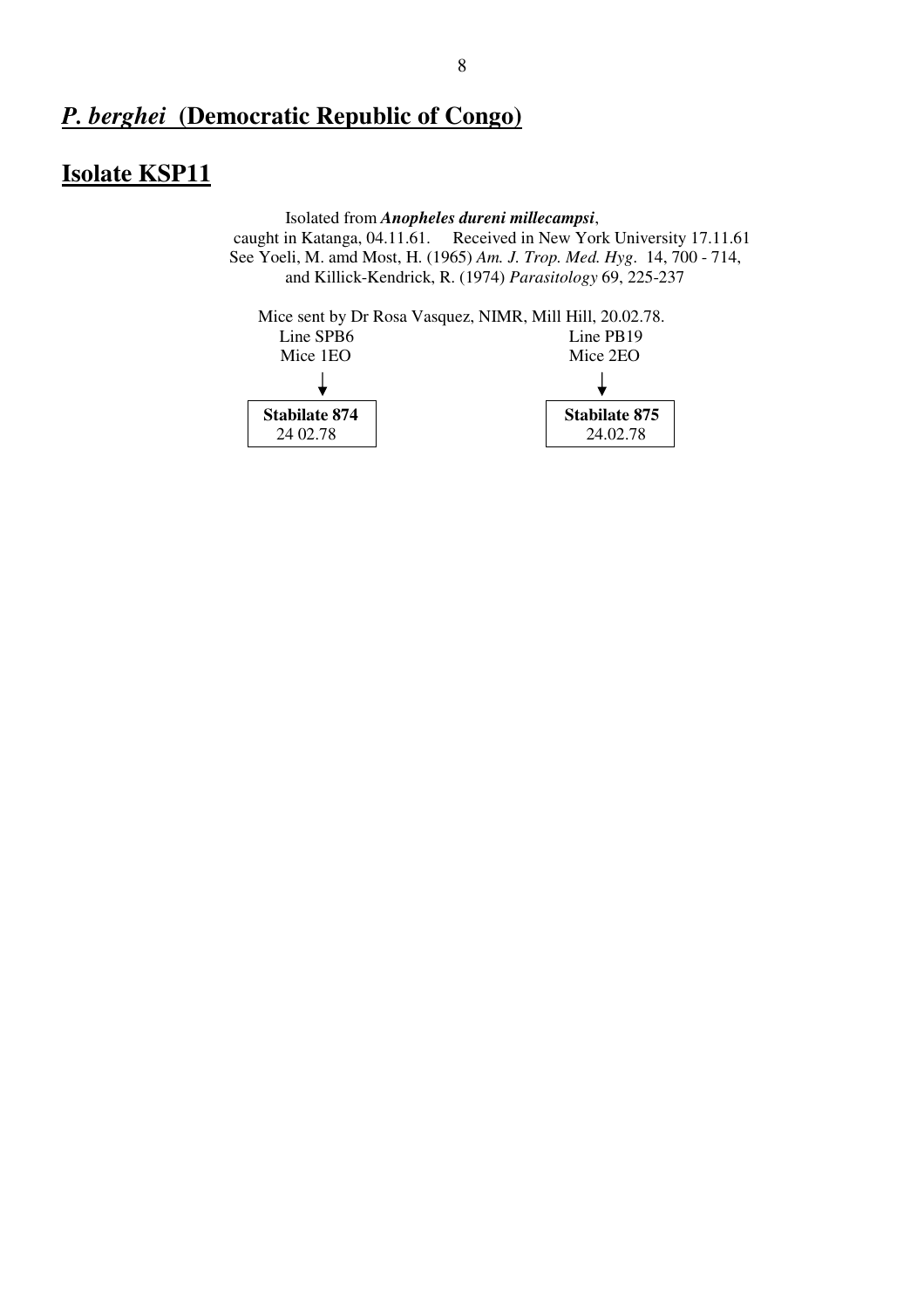## ***P. berghei*** **(Democratic Republic of Congo)**

## **Isolate KSP11**

Isolated from ***Anopheles dureni millecampsi***,
caught in Katanga, 04.11.61. Received in New York University 17.11.61
See Yoeli, M. amd Most, H. (1965) *Am. J. Trop. Med. Hyg*. 14, 700 - 714,
and Killick-Kendrick, R. (1974) *Parasitology* 69, 225-237

Mice sent by Dr Rosa Vasquez, NIMR, Mill Hill, 20.02.78.

| Line SPB6 | Line PB19 |
|---|---|
| Mice 1EO | Mice 2EO |
| ↓ | ↓ |
| **Stabilate 874** 24 02.78 | **Stabilate 875** 24.02.78 |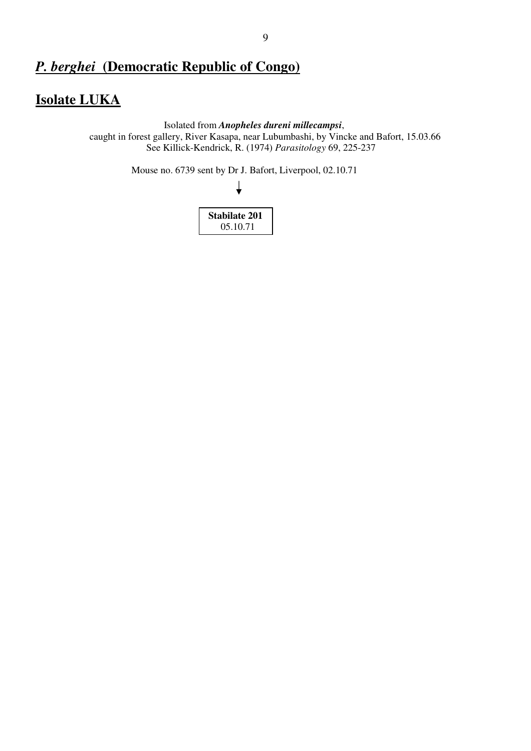# *P. berghei* (Democratic Republic of Congo)

## Isolate LUKA

Isolated from ***Anopheles dureni millecampsi***,
caught in forest gallery, River Kasapa, near Lubumbashi, by Vincke and Bafort, 15.03.66
See Killick-Kendrick, R. (1974) *Parasitology* 69, 225-237

Mouse no. 6739 sent by Dr J. Bafort, Liverpool, 02.10.71

↓

**Stabilate 201**
05.10.71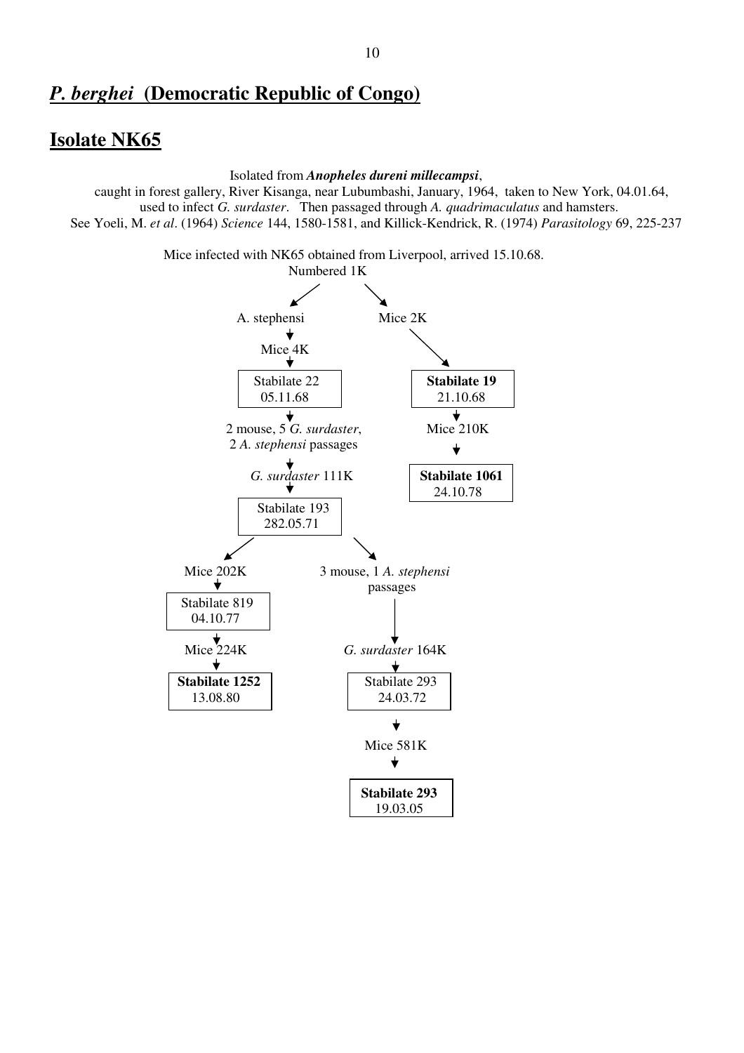# *P. berghei* (Democratic Republic of Congo)

## Isolate NK65

Isolated from ***Anopheles dureni millecampsi***,
caught in forest gallery, River Kisanga, near Lubumbashi, January, 1964, taken to New York, 04.01.64,
used to infect *G. surdaster*. Then passaged through *A. quadrimaculatus* and hamsters.
See Yoeli, M. *et al*. (1964) *Science* 144, 1580-1581, and Killick-Kendrick, R. (1974) *Parasitology* 69, 225-237

Mice infected with NK65 obtained from Liverpool, arrived 15.10.68.
Numbered 1K

- Branch 1: A. stephensi → Mice 4K → Stabilate 22 (05.11.68) → 2 mouse, 5 *G. surdaster*, 2 *A. stephensi* passages → *G. surdaster* 111K → Stabilate 193 (282.05.71)
  - Mice 202K → Stabilate 819 (04.10.77) → Mice 224K → **Stabilate 1252** (13.08.80)
  - 3 mouse, 1 *A. stephensi* passages → *G. surdaster* 164K → Stabilate 293 (24.03.72) → Mice 581K → **Stabilate 293** (19.03.05)
- Branch 2: Mice 2K → **Stabilate 19** (21.10.68) → Mice 210K → **Stabilate 1061** (24.10.78)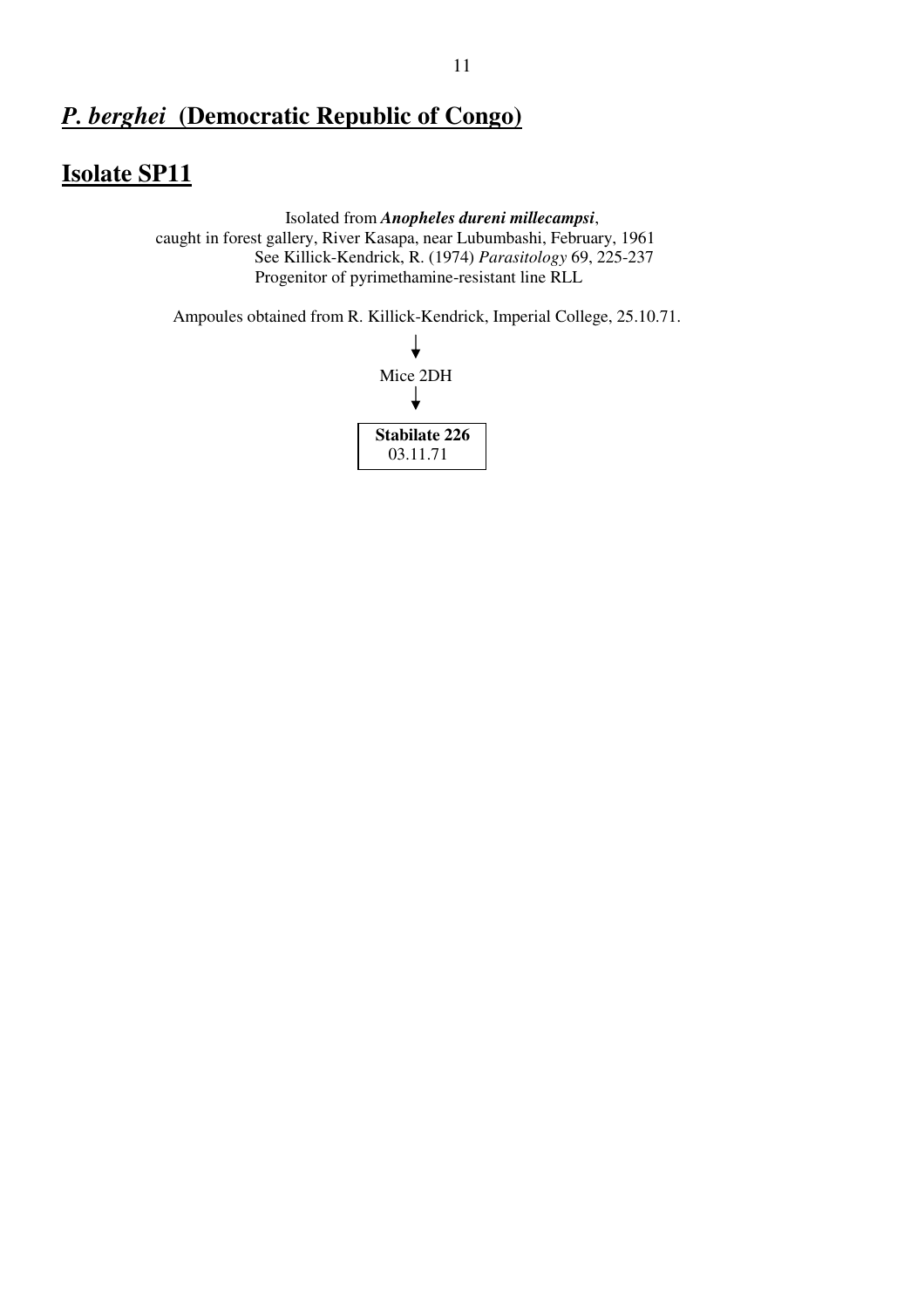# *P. berghei* (Democratic Republic of Congo)

## Isolate SP11

Isolated from ***Anopheles dureni millecampsi***,
caught in forest gallery, River Kasapa, near Lubumbashi, February, 1961
See Killick-Kendrick, R. (1974) *Parasitology* 69, 225-237
Progenitor of pyrimethamine-resistant line RLL

Ampoules obtained from R. Killick-Kendrick, Imperial College, 25.10.71.

↓

Mice 2DH

↓

**Stabilate 226**
03.11.71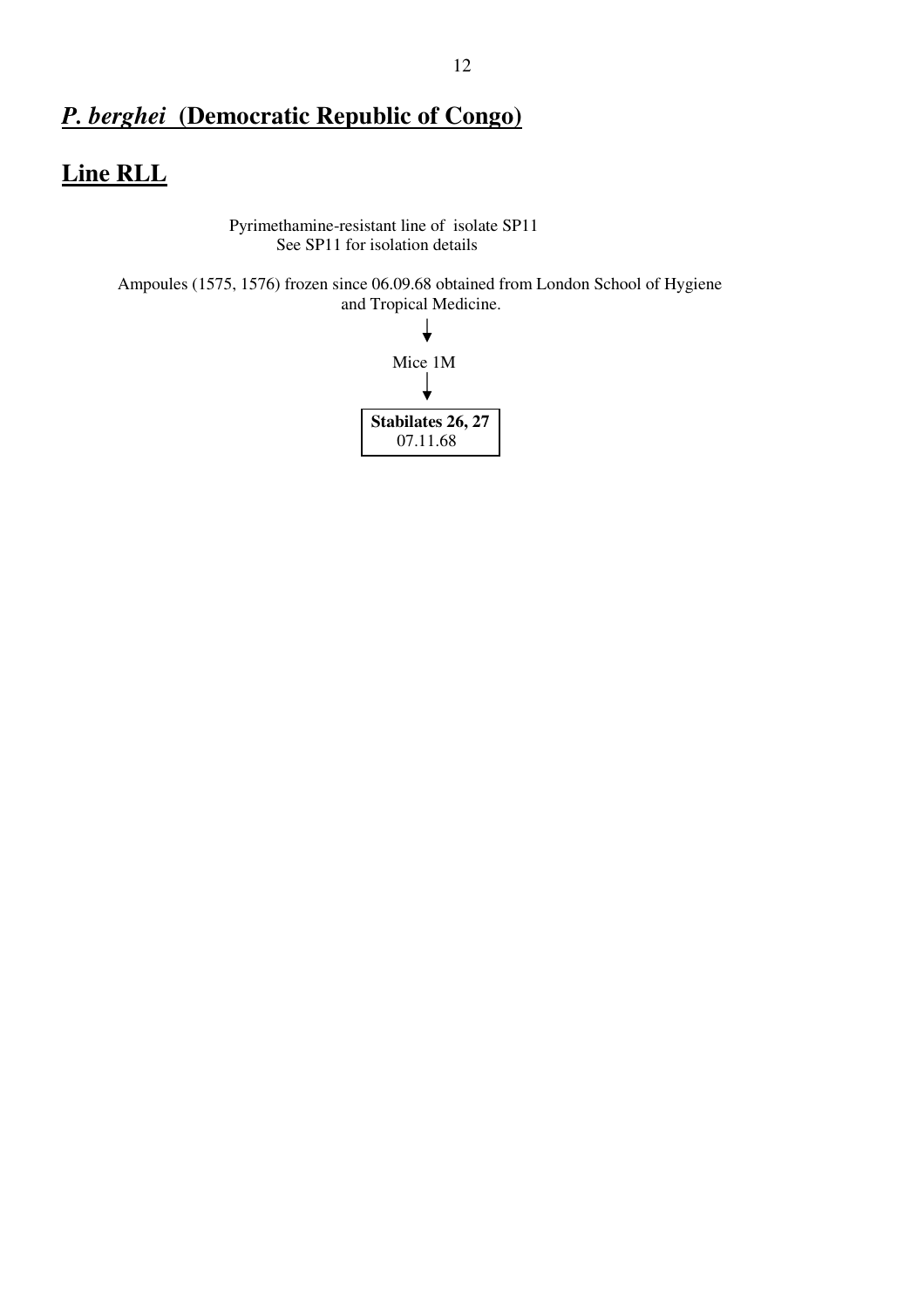# ***P. berghei* (Democratic Republic of Congo)**

## **Line RLL**

Pyrimethamine-resistant line of isolate SP11
See SP11 for isolation details

Ampoules (1575, 1576) frozen since 06.09.68 obtained from London School of Hygiene and Tropical Medicine.

↓

Mice 1M

↓

| **Stabilates 26, 27** 07.11.68 |
|---|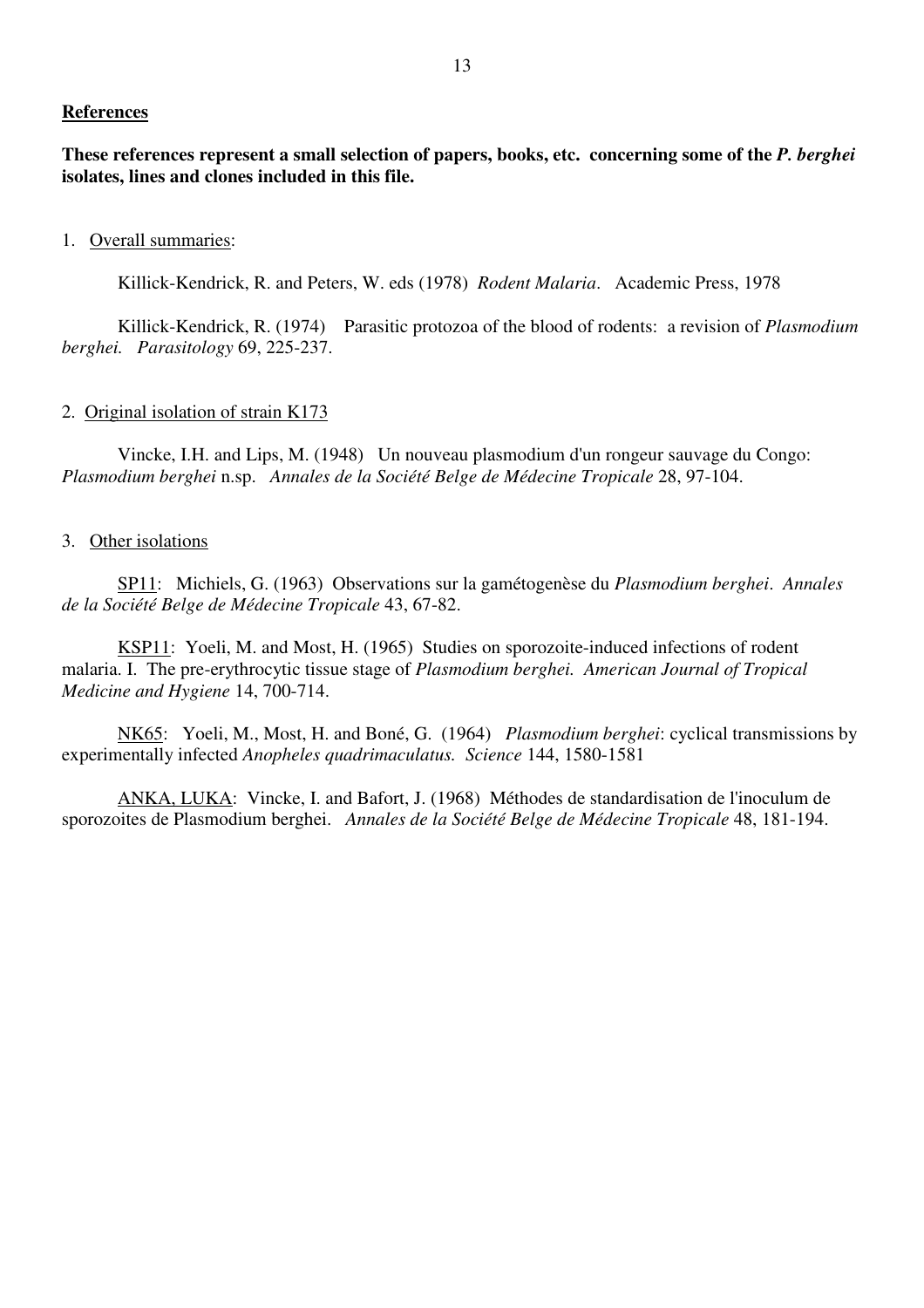## References

**These references represent a small selection of papers, books, etc. concerning some of the *P. berghei* isolates, lines and clones included in this file.**

1. Overall summaries:

Killick-Kendrick, R. and Peters, W. eds (1978) *Rodent Malaria*. Academic Press, 1978

Killick-Kendrick, R. (1974) Parasitic protozoa of the blood of rodents: a revision of *Plasmodium berghei*. *Parasitology* 69, 225-237.

2. Original isolation of strain K173

Vincke, I.H. and Lips, M. (1948) Un nouveau plasmodium d'un rongeur sauvage du Congo: *Plasmodium berghei* n.sp. *Annales de la Société Belge de Médecine Tropicale* 28, 97-104.

3. Other isolations

SP11: Michiels, G. (1963) Observations sur la gamétogenèse du *Plasmodium berghei*. *Annales de la Société Belge de Médecine Tropicale* 43, 67-82.

KSP11: Yoeli, M. and Most, H. (1965) Studies on sporozoite-induced infections of rodent malaria. I. The pre-erythrocytic tissue stage of *Plasmodium berghei*. *American Journal of Tropical Medicine and Hygiene* 14, 700-714.

NK65: Yoeli, M., Most, H. and Boné, G. (1964) *Plasmodium berghei*: cyclical transmissions by experimentally infected *Anopheles quadrimaculatus*. *Science* 144, 1580-1581

ANKA, LUKA: Vincke, I. and Bafort, J. (1968) Méthodes de standardisation de l'inoculum de sporozoites de Plasmodium berghei. *Annales de la Société Belge de Médecine Tropicale* 48, 181-194.